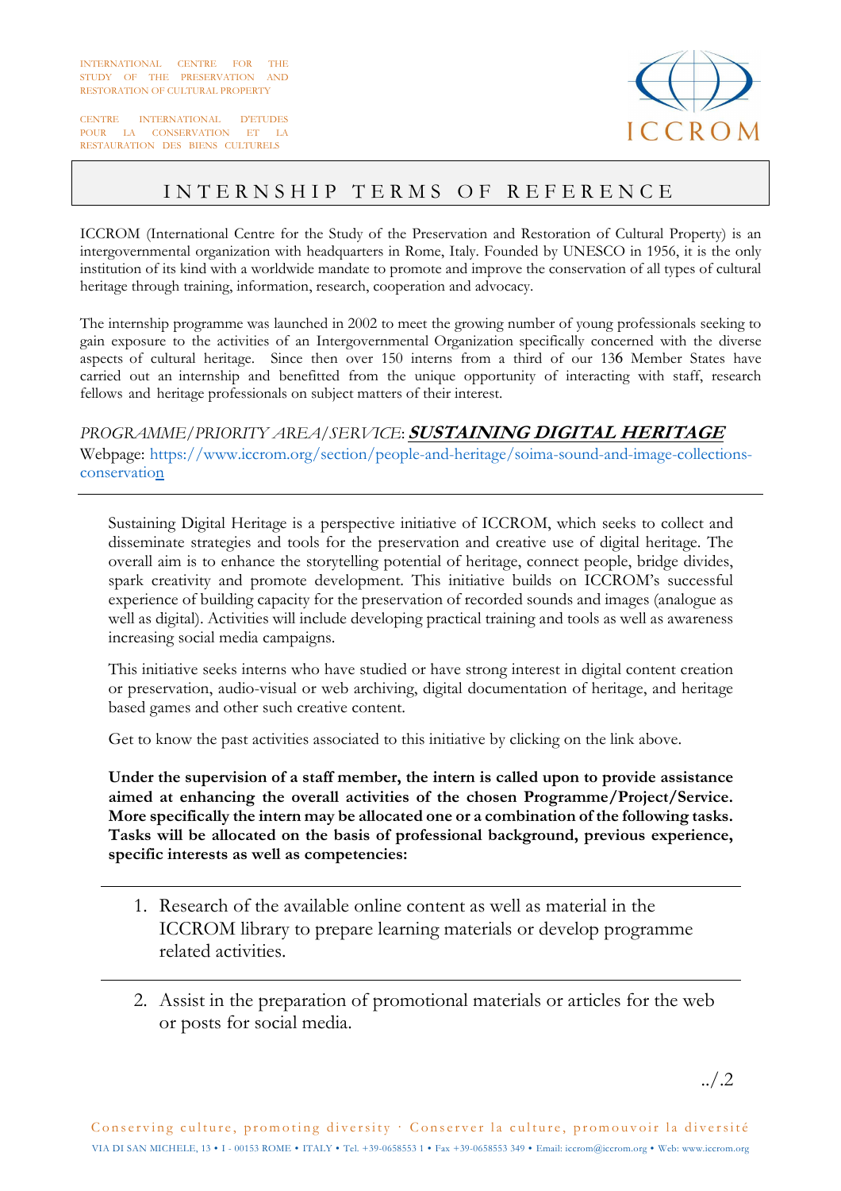INTERNATIONAL CENTRE FOR THE STUDY OF THE PRESERVATION AND RESTORATION OF CULTURAL PROPERTY

CENTRE INTERNATIONAL D'ETUDES POUR LA CONSERVATION ET LA RESTAURATION DES BIENS CULTURELS

ICCROM

# INTERNSHIP TERMS OF REFERENCE

ICCROM (International Centre for the Study of the Preservation and Restoration of Cultural Property) is an intergovernmental organization with headquarters in Rome, Italy. Founded by UNESCO in 1956, it is the only institution of its kind with a worldwide mandate to promote and improve the conservation of all types of cultural heritage through training, information, research, cooperation and advocacy.

The internship programme was launched in 2002 to meet the growing number of young professionals seeking to gain exposure to the activities of an Intergovernmental Organization specifically concerned with the diverse aspects of cultural heritage. Since then over 150 interns from a third of our 136 Member States have carried out an internship and benefitted from the unique opportunity of interacting with staff, research fellows and heritage professionals on subject matters of their interest.

*PROGRAMME/PRIORITY AREA/SERVICE*: ***SUSTAINING DIGITAL HERITAGE***

Webpage: https://www.iccrom.org/section/people-and-heritage/soima-sound-and-image-collections-conservation

---

Sustaining Digital Heritage is a perspective initiative of ICCROM, which seeks to collect and disseminate strategies and tools for the preservation and creative use of digital heritage. The overall aim is to enhance the storytelling potential of heritage, connect people, bridge divides, spark creativity and promote development. This initiative builds on ICCROM's successful experience of building capacity for the preservation of recorded sounds and images (analogue as well as digital). Activities will include developing practical training and tools as well as awareness increasing social media campaigns.

This initiative seeks interns who have studied or have strong interest in digital content creation or preservation, audio-visual or web archiving, digital documentation of heritage, and heritage based games and other such creative content.

Get to know the past activities associated to this initiative by clicking on the link above.

**Under the supervision of a staff member, the intern is called upon to provide assistance aimed at enhancing the overall activities of the chosen Programme/Project/Service. More specifically the intern may be allocated one or a combination of the following tasks. Tasks will be allocated on the basis of professional background, previous experience, specific interests as well as competencies:**

---

1. Research of the available online content as well as material in the ICCROM library to prepare learning materials or develop programme related activities.

---

2. Assist in the preparation of promotional materials or articles for the web or posts for social media.

../.2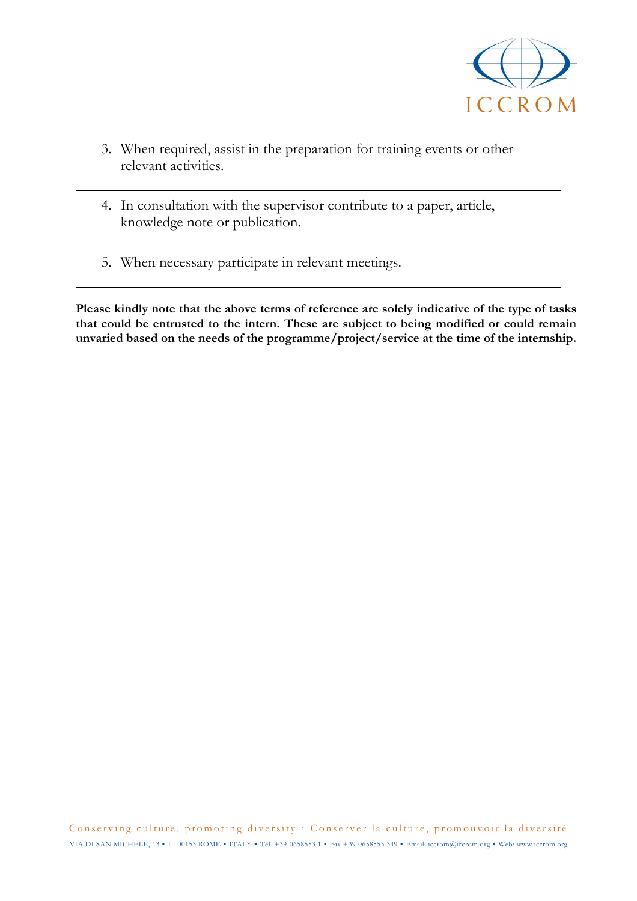3. When required, assist in the preparation for training events or other relevant activities.

---

4. In consultation with the supervisor contribute to a paper, article, knowledge note or publication.

---

5. When necessary participate in relevant meetings.

---

**Please kindly note that the above terms of reference are solely indicative of the type of tasks that could be entrusted to the intern. These are subject to being modified or could remain unvaried based on the needs of the programme/project/service at the time of the internship.**